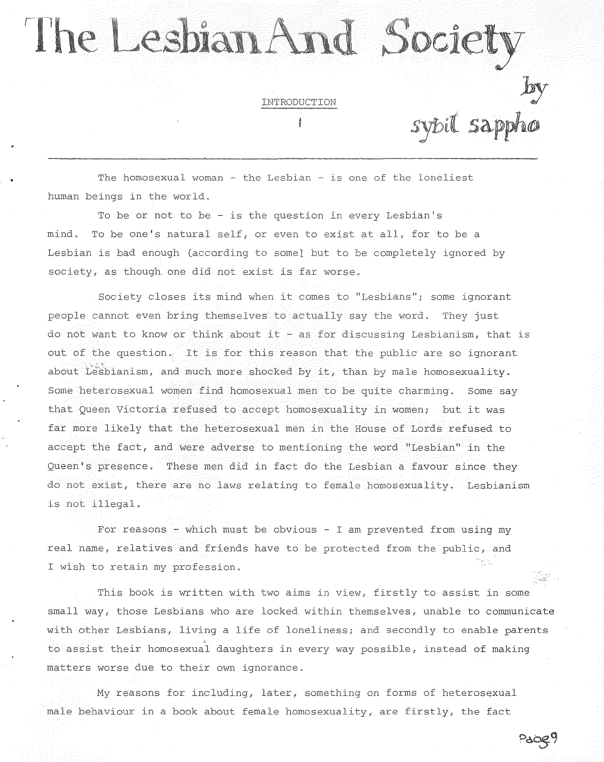# The Lesbian And Society

by sybil sappho

## INTRODUCTION

The homosexual woman - the Lesbian - is one of the loneliest human beings in the world.

To be or not to be - is the question in every Lesbian's mind. To be one's natural self, or even to exist at all, for to be a Lesbian is bad enough (according to some] but to be completely ignored by society, as though one did not exist is far worse.

Society closes its mind when it comes to "Lesbians"; some ignorant people cannot even bring themselves to actually say the word. They just do not want to know or think about it - as for discussing Lesbianism, that is out of the question. It is for this reason that the public are so ignorant about Lesbianism, and much more shocked by it, than by male homosexuality. Some heterosexual women find homosexual men to be quite charming. Some say that Queen Victoria refused to accept homosexuality in women; but it was far more likely that the heterosexual men in the House of Lords refused to accept the fact, and were adverse to mentioning the word "Lesbian" in the Queen's presence. These men did in fact do the Lesbian a favour since they do not exist, there are no laws relating to female homosexuality. Lesbianism is not illegal.

For reasons - which must be obvious - I am prevented from using my real name, relatives and friends have to be protected from the public, and I wish to retain my profession.

This book is written with two aims in view, firstly to assist in some small way, those Lesbians who are locked within themselves, unable to communicate with other Lesbians, living a life of loneliness; and secondly to enable parents to assist their homosexual daughters in every way possible, instead of making matters worse due to their own ignorance.

My reasons for including, later, something on forms of heterosexual male behaviour in a book about female homosexuality, are firstly, the fact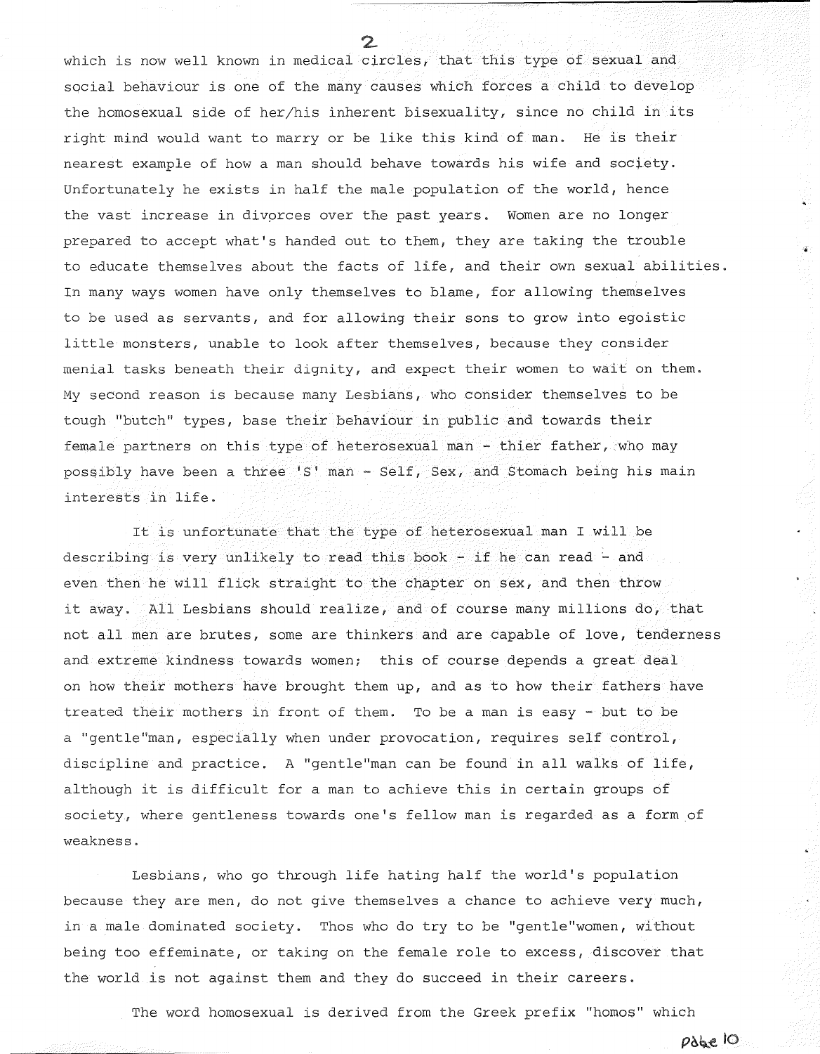which is now well known in medical circles, that this type of sexual and social behaviour is one of the many causes which forces a child to develop the homosexual side of her/his inherent bisexuality, since no child in its right mind would want to marry or be like this kind of man. He is their nearest example of how a man should behave towards his wife and society. Unfortunately he exists in half the male population of the world, hence the vast increase in divorces over the past years. Women are no longer prepared to accept what's handed out to them, they are taking the trouble to educate themselves about the facts of life, and their own sexual abilities. In many ways women have only themselves to blame, for allowing themselves to be used as servants, and for allowing their sons to grow into egoistic little monsters, unable to look after themselves, because they consider menial tasks beneath their dignity, and expect their women to wait on them. My second reason is because many Lesbians, who consider themselves to be tough "butch" types, base their behaviour in public and towards their female partners on this type of heterosexual man - thier father, who may possibly have been a three 'S' man - Self, Sex, and Stomach being his main interests in life.

It is unfortunate that the type of heterosexual man I will be describing is very unlikely to read this book - if he can read - and even then he will flick straight to the chapter on sex, and then throw it away. All Lesbians should realize, and of course many millions do, that not all men are brutes, some are thinkers and are capable of love, tenderness and extreme kindness towards women; this of course depends a great deal on how their mothers have brought them up, and as to how their fathers have treated their mothers in front of them. To be a man is easy - but to be a "gentle"man, especially when under provocation, requires self control, discipline and practice. A "gentle"man can be found in all walks of life, although it is difficult for a man to achieve this in certain groups of society, where gentleness towards one's fellow man is regarded as a form of weakness.

Lesbians, who go through life hating half the world's population because they are men, do not give themselves a chance to achieve very much, in a male dominated society. Thos who do try to be "gentle"women, without being too effeminate, or taking on the female role to excess, discover that the world is not against them and they do succeed in their careers.

The word homosexual is derived from the Greek prefix "homos" which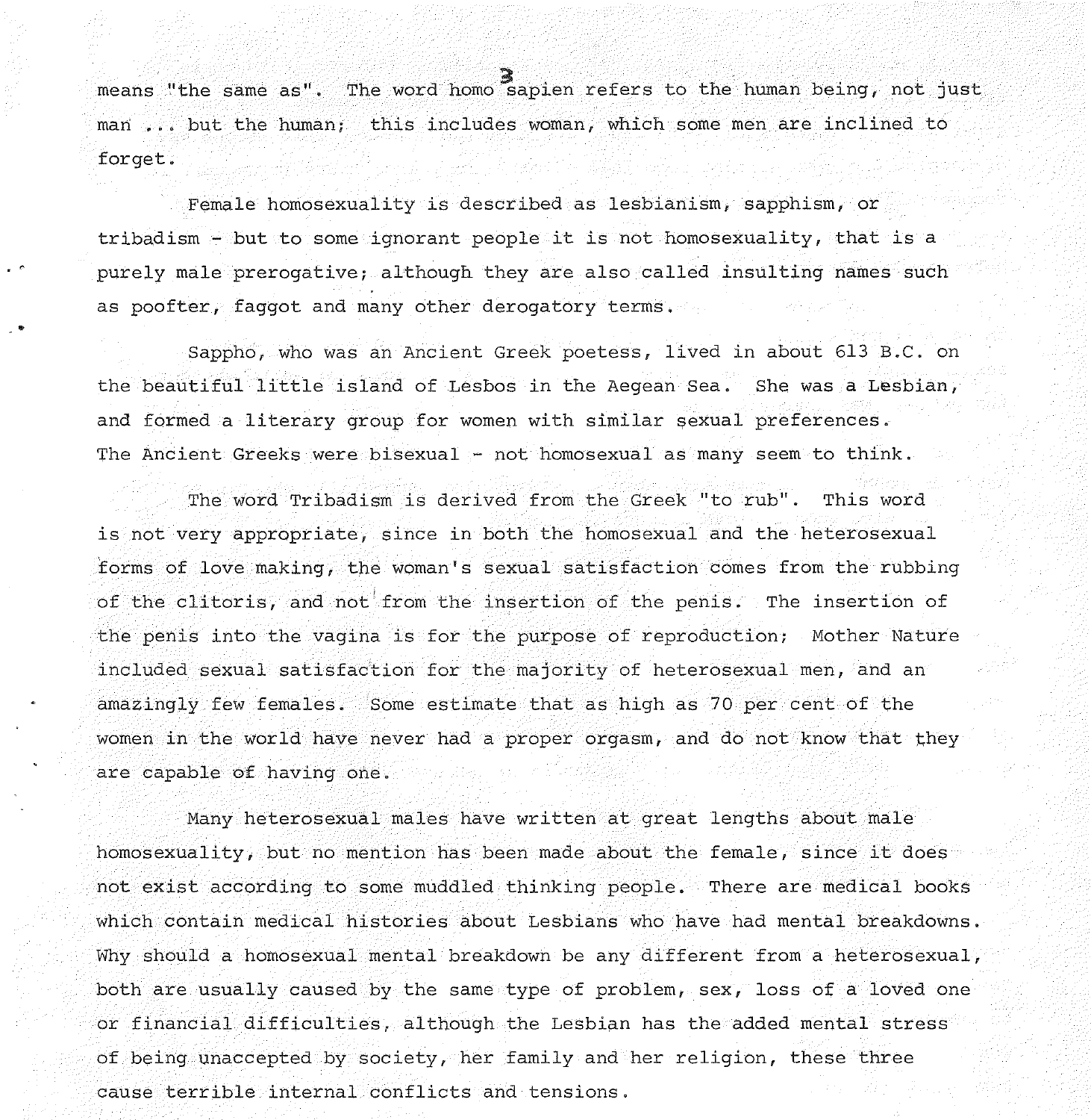means "the same as". The word homo sapien refers to the human being, not just man ... but the human; this includes woman, which some men are inclined to forget.

Female homosexuality is described as lesbianism, sapphism, or tribadism - but to some ignorant people it is not homosexuality, that is a purely male prerogative; although they are also called insulting names such as poofter, faggot and many other derogatory terms.

Sappho, who was an Ancient Greek poetess, lived in about 613 B.C. on the beautiful little island of Lesbos in the Aegean Sea. She was a Lesbian, and formed a literary group for women with similar sexual preferences. The Ancient Greeks were bisexual - not homosexual as many seem to think.

The word Tribadism is derived from the Greek "to rub". This word is not very appropriate, since in both the homosexual and the heterosexual forms of love making, the woman's sexual satisfaction comes from the rubbing of the clitoris, and not from the insertion of the penis. The insertion of the penis into the vagina is for the purpose of reproduction; Mother Nature included sexual satisfaction for the majority of heterosexual men, and an amazingly few females. Some estimate that as high as 70 per cent of the women in the world have never had a proper orgasm, and do not know that they are capable of having one.

Many heterosexual males have written at great lengths about male homosexuality, but no mention has been made about the female, since it does not exist according to some muddled thinking people. There are medical books which contain medical histories about Lesbians who have had mental breakdowns. Why should a homosexual mental breakdown be any different from a heterosexual, both are usually caused by the same type of problem, sex, loss of a loved one or financial difficulties, although the Lesbian has the added mental stress of being unaccepted by society, her family and her religion, these three cause terrible internal conflicts and tensions.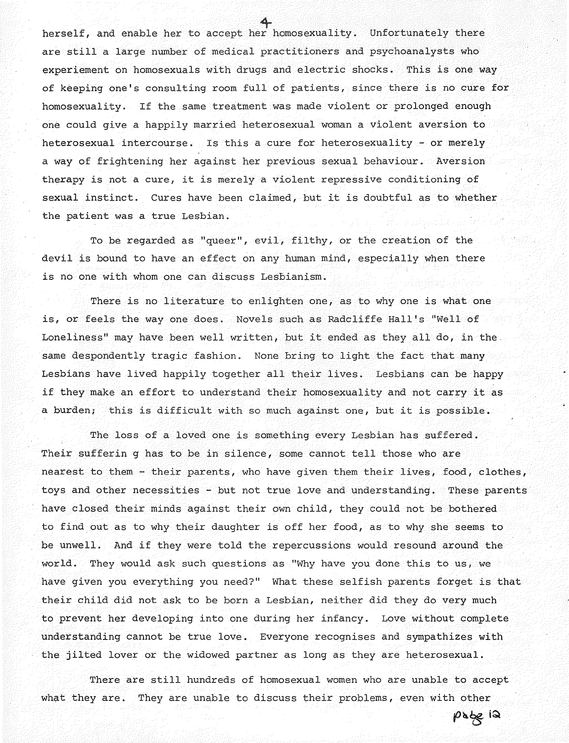herself, and enable her to accept her homosexuality. Unfortunately there are still a large number of medical practitioners and psychoanalysts who experiement on homosexuals with drugs and electric shocks. This is one way of keeping one's consulting room full of patients, since there is no cure for homosexuality. If the same treatment was made violent or prolonged enough one could give a happily married heterosexual woman a violent aversion to heterosexual intercourse. Is this a cure for heterosexuality - or merely a way of frightening her against her previous sexual behaviour. Aversion therapy is not a cure, it is merely a violent repressive conditioning of sexual instinct. Cures have been claimed, but it is doubtful as to whether the patient was a true Lesbian.

To be regarded as "queer", evil, filthy, or the creation of the devil is bound to have an effect on any human mind, especially when there is no one with whom one can discuss Lesbianism.

There is no literature to enlighten one, as to why one is what one is, or feels the way one does. Novels such as Radcliffe Hall's "Well of Loneliness" may have been well written, but it ended as they all do, in the same despondently tragic fashion. None bring to light the fact that many Lesbians have lived happily together all their lives. Lesbians can be happy if they make an effort to understand their homosexuality and not carry it as a burden; this is difficult with so much against one, but it is possible.

The loss of a loved one is something every Lesbian has suffered. Their sufferin g has to be in silence, some cannot tell those who are nearest to them - their parents, who have given them their lives, food, clothes, toys and other necessities - but not true love and understanding. These parents have closed their minds against their own child, they could not be bothered to find out as to why their daughter is off her food, as to why she seems to be unwell. And if they were told the repercussions would resound around the world. They would ask such questions as "Why have you done this to us, we have given you everything you need?" What these selfish parents forget is that their child did not ask to be born a Lesbian, neither did they do very much to prevent her developing into one during her infancy. Love without complete understanding cannot be true love. Everyone recognises and sympathizes with the jilted lover or the widowed partner as long as they are heterosexual.

There are still hundreds of homosexual women who are unable to accept what they are. They are unable to discuss their problems, even with other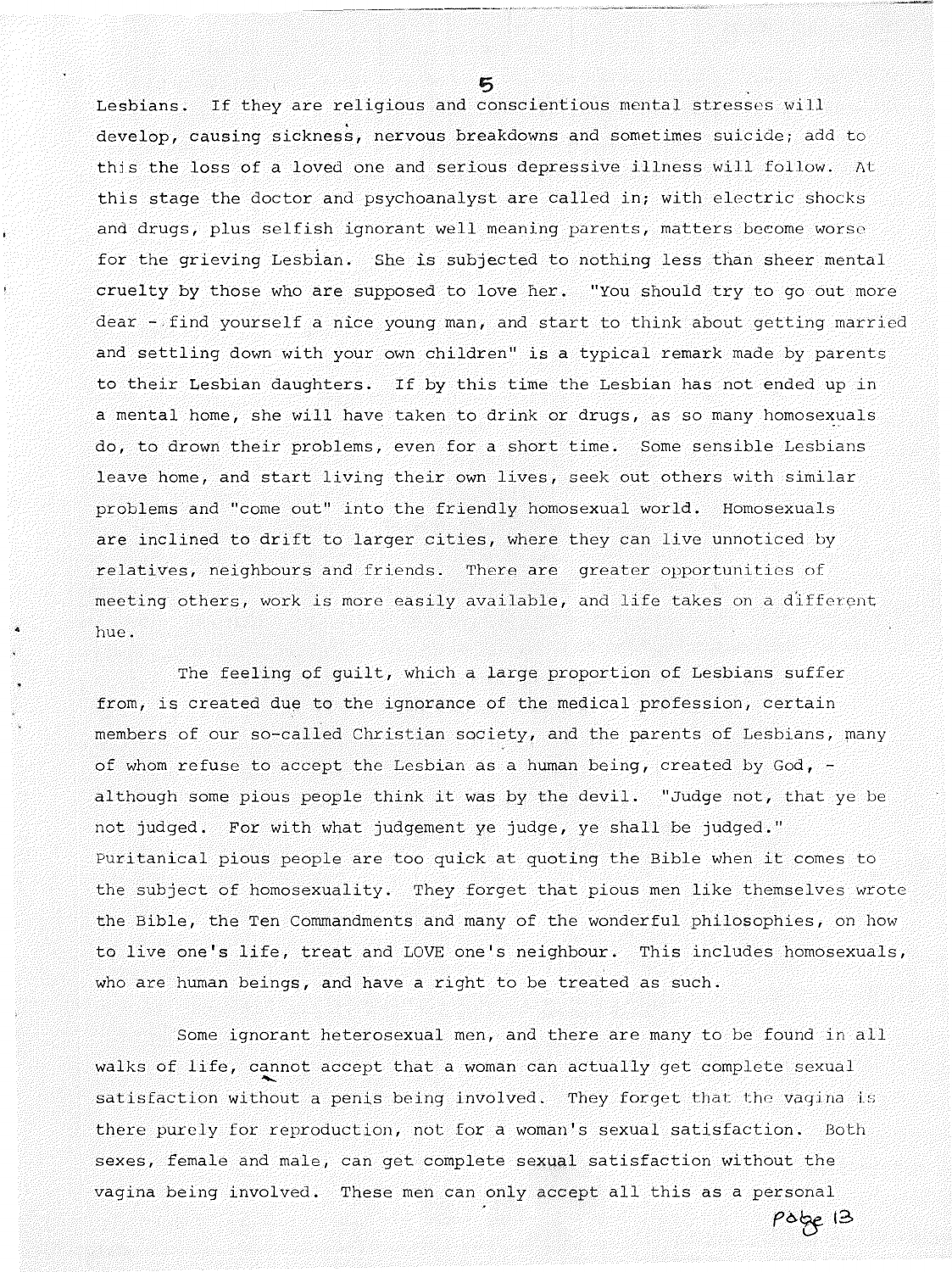Lesbians. If they are religious and conscientious mental stresses will develop, causing sickness, nervous breakdowns and sometimes suicide; add to this the loss of a loved one and serious depressive illness will follow. At this stage the doctor and psychoanalyst are called in; with electric shocks and drugs, plus selfish ignorant well meaning parents, matters become worse for the grieving Lesbian. She is subjected to nothing less than sheer mental cruelty by those who are supposed to love her. "You should try to go out more dear - find yourself a nice young man, and start to think about getting married and settling down with your own children" is a typical remark made by parents to their Lesbian daughters. If by this time the Lesbian has not ended up in a mental home, she will have taken to drink or drugs, as so many homosexuals do, to drown their problems, even for a short time. Some sensible Lesbians leave home, and start living their own lives, seek out others with similar problems and "come out" into the friendly homosexual world. Homosexuals are inclined to drift to larger cities, where they can live unnoticed by relatives, neighbours and friends. There are greater opportunities of meeting others, work is more easily available, and life takes on a different hue.

The feeling of guilt, which a large proportion of Lesbians suffer from, is created due to the ignorance of the medical profession, certain members of our so-called Christian society, and the parents of Lesbians, many of whom refuse to accept the Lesbian as a human being, created by God, - although some pious people think it was by the devil. "Judge not, that ye be not judged. For with what judgement ye judge, ye shall be judged." Puritanical pious people are too quick at quoting the Bible when it comes to the subject of homosexuality. They forget that pious men like themselves wrote the Bible, the Ten Commandments and many of the wonderful philosophies, on how to live one's life, treat and LOVE one's neighbour. This includes homosexuals, who are human beings, and have a right to be treated as such.

Some ignorant heterosexual men, and there are many to be found in all walks of life, cannot accept that a woman can actually get complete sexual satisfaction without a penis being involved. They forget that the vagina is there purely for reproduction, not for a woman's sexual satisfaction. Both sexes, female and male, can get complete sexual satisfaction without the vagina being involved. These men can only accept all this as a personal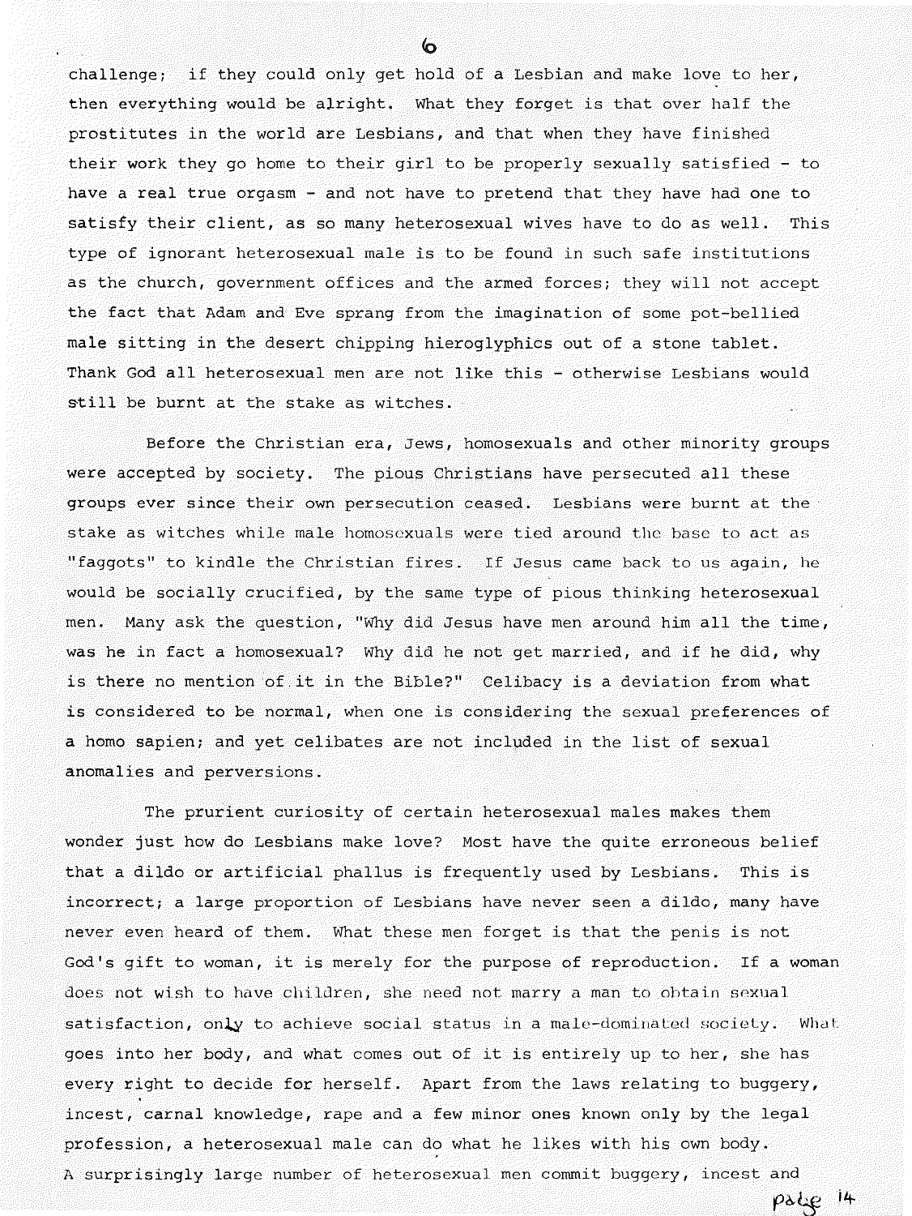challenge; if they could only get hold of a Lesbian and make love to her, then everything would be alright. What they forget is that over half the prostitutes in the world are Lesbians, and that when they have finished their work they go home to their girl to be properly sexually satisfied - to have a real true orgasm - and not have to pretend that they have had one to satisfy their client, as so many heterosexual wives have to do as well. This type of ignorant heterosexual male is to be found in such safe institutions as the church, government offices and the armed forces; they will not accept the fact that Adam and Eve sprang from the imagination of some pot-bellied male sitting in the desert chipping hieroglyphics out of a stone tablet. Thank God all heterosexual men are not like this - otherwise Lesbians would still be burnt at the stake as witches.

Before the Christian era, Jews, homosexuals and other minority groups were accepted by society. The pious Christians have persecuted all these groups ever since their own persecution ceased. Lesbians were burnt at the stake as witches while male homosexuals were tied around the base to act as "faggots" to kindle the Christian fires. If Jesus came back to us again, he would be socially crucified, by the same type of pious thinking heterosexual men. Many ask the question, "Why did Jesus have men around him all the time, was he in fact a homosexual? Why did he not get married, and if he did, why is there no mention of it in the Bible?" Celibacy is a deviation from what is considered to be normal, when one is considering the sexual preferences of a homo sapien; and yet celibates are not included in the list of sexual anomalies and perversions.

The prurient curiosity of certain heterosexual males makes them wonder just how do Lesbians make love? Most have the quite erroneous belief that a dildo or artificial phallus is frequently used by Lesbians. This is incorrect; a large proportion of Lesbians have never seen a dildo, many have never even heard of them. What these men forget is that the penis is not God's gift to woman, it is merely for the purpose of reproduction. If a woman does not wish to have children, she need not marry a man to obtain sexual satisfaction, only to achieve social status in a male-dominated society. What goes into her body, and what comes out of it is entirely up to her, she has every right to decide for herself. Apart from the laws relating to buggery, incest, carnal knowledge, rape and a few minor ones known only by the legal profession, a heterosexual male can do what he likes with his own body. A surprisingly large number of heterosexual men commit buggery, incest and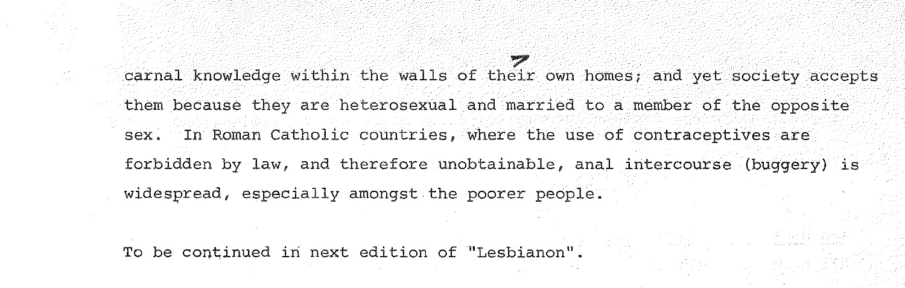carnal knowledge within the walls of their own homes; and yet society accepts them because they are heterosexual and married to a member of the opposite sex. In Roman Catholic countries, where the use of contraceptives are forbidden by law, and therefore unobtainable, anal intercourse (buggery) is widespread, especially amongst the poorer people.

To be continued in next edition of "Lesbianon".